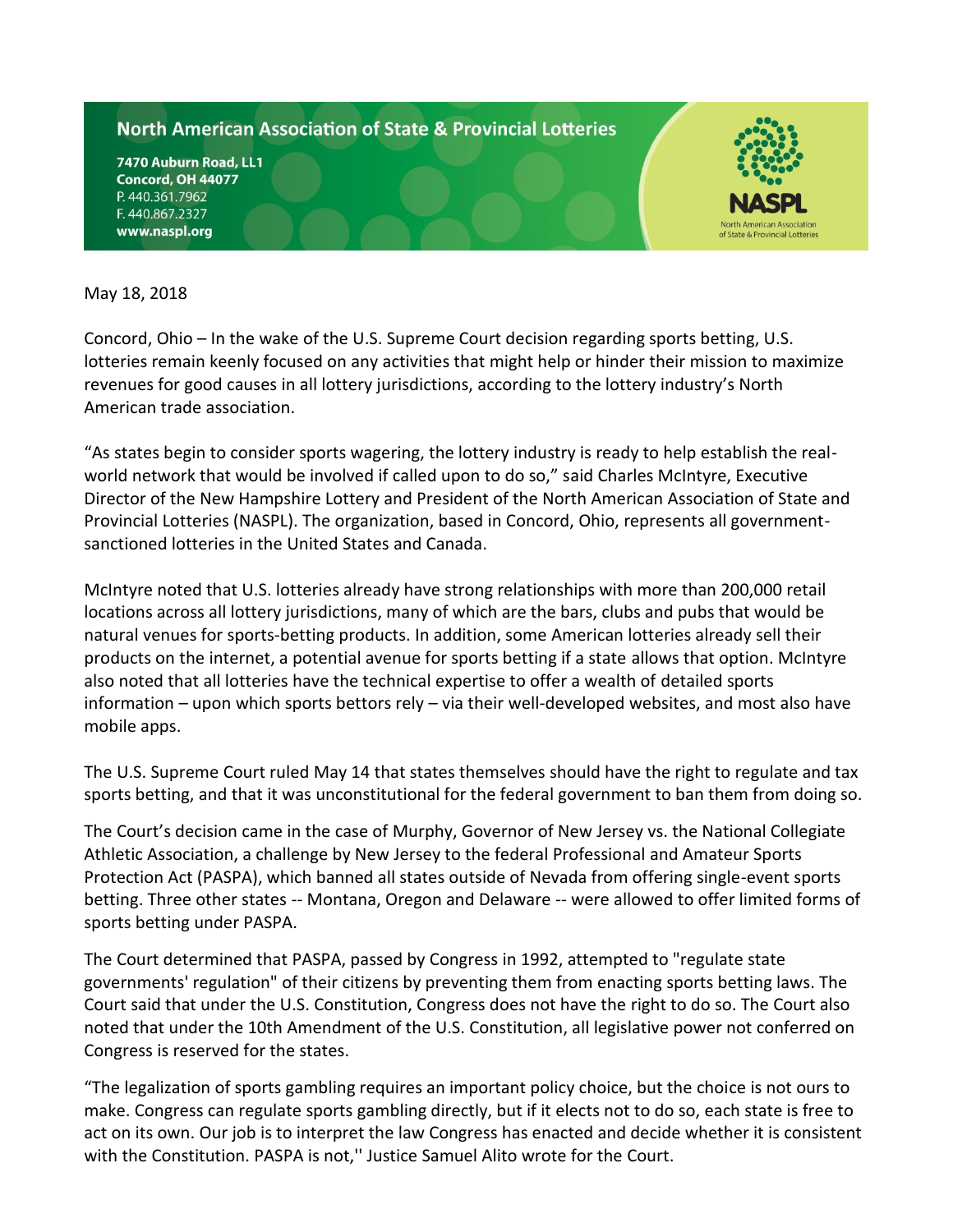**North American Association of State & Provincial Lotteries**

**7470 Auburn Road, LL1**
**Concord, OH 44077**
P. 440.361.7962
F. 440.867.2327
**www.naspl.org**

NASPL
North American Association of State & Provincial Lotteries

May 18, 2018

Concord, Ohio – In the wake of the U.S. Supreme Court decision regarding sports betting, U.S. lotteries remain keenly focused on any activities that might help or hinder their mission to maximize revenues for good causes in all lottery jurisdictions, according to the lottery industry's North American trade association.

"As states begin to consider sports wagering, the lottery industry is ready to help establish the real-world network that would be involved if called upon to do so," said Charles McIntyre, Executive Director of the New Hampshire Lottery and President of the North American Association of State and Provincial Lotteries (NASPL). The organization, based in Concord, Ohio, represents all government-sanctioned lotteries in the United States and Canada.

McIntyre noted that U.S. lotteries already have strong relationships with more than 200,000 retail locations across all lottery jurisdictions, many of which are the bars, clubs and pubs that would be natural venues for sports-betting products. In addition, some American lotteries already sell their products on the internet, a potential avenue for sports betting if a state allows that option. McIntyre also noted that all lotteries have the technical expertise to offer a wealth of detailed sports information – upon which sports bettors rely – via their well-developed websites, and most also have mobile apps.

The U.S. Supreme Court ruled May 14 that states themselves should have the right to regulate and tax sports betting, and that it was unconstitutional for the federal government to ban them from doing so.

The Court's decision came in the case of Murphy, Governor of New Jersey vs. the National Collegiate Athletic Association, a challenge by New Jersey to the federal Professional and Amateur Sports Protection Act (PASPA), which banned all states outside of Nevada from offering single-event sports betting. Three other states -- Montana, Oregon and Delaware -- were allowed to offer limited forms of sports betting under PASPA.

The Court determined that PASPA, passed by Congress in 1992, attempted to "regulate state governments' regulation" of their citizens by preventing them from enacting sports betting laws. The Court said that under the U.S. Constitution, Congress does not have the right to do so. The Court also noted that under the 10th Amendment of the U.S. Constitution, all legislative power not conferred on Congress is reserved for the states.

"The legalization of sports gambling requires an important policy choice, but the choice is not ours to make. Congress can regulate sports gambling directly, but if it elects not to do so, each state is free to act on its own. Our job is to interpret the law Congress has enacted and decide whether it is consistent with the Constitution. PASPA is not,'' Justice Samuel Alito wrote for the Court.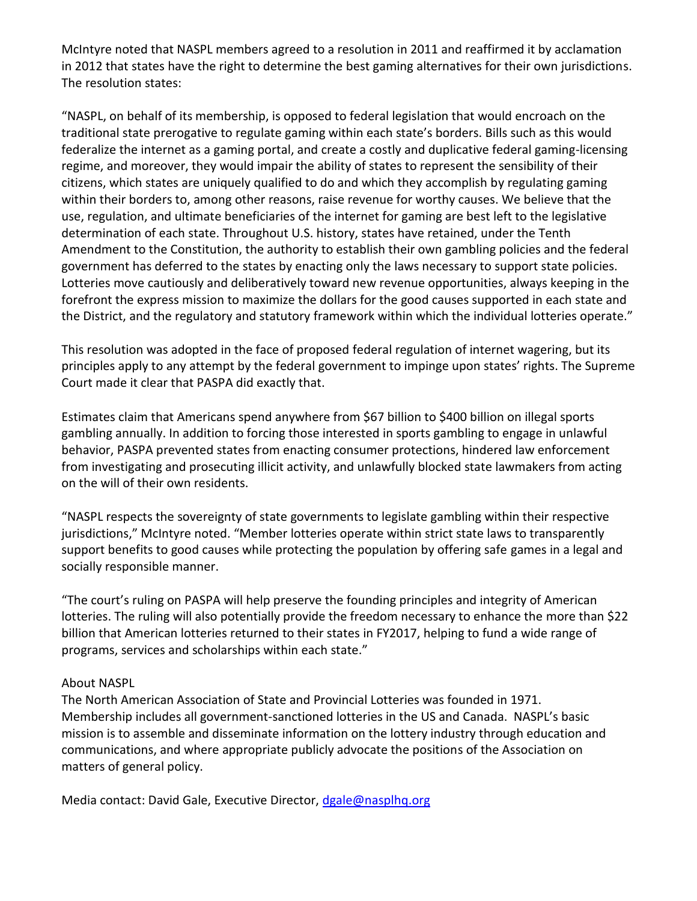McIntyre noted that NASPL members agreed to a resolution in 2011 and reaffirmed it by acclamation in 2012 that states have the right to determine the best gaming alternatives for their own jurisdictions. The resolution states:

"NASPL, on behalf of its membership, is opposed to federal legislation that would encroach on the traditional state prerogative to regulate gaming within each state's borders. Bills such as this would federalize the internet as a gaming portal, and create a costly and duplicative federal gaming-licensing regime, and moreover, they would impair the ability of states to represent the sensibility of their citizens, which states are uniquely qualified to do and which they accomplish by regulating gaming within their borders to, among other reasons, raise revenue for worthy causes. We believe that the use, regulation, and ultimate beneficiaries of the internet for gaming are best left to the legislative determination of each state. Throughout U.S. history, states have retained, under the Tenth Amendment to the Constitution, the authority to establish their own gambling policies and the federal government has deferred to the states by enacting only the laws necessary to support state policies. Lotteries move cautiously and deliberatively toward new revenue opportunities, always keeping in the forefront the express mission to maximize the dollars for the good causes supported in each state and the District, and the regulatory and statutory framework within which the individual lotteries operate."

This resolution was adopted in the face of proposed federal regulation of internet wagering, but its principles apply to any attempt by the federal government to impinge upon states' rights. The Supreme Court made it clear that PASPA did exactly that.

Estimates claim that Americans spend anywhere from $67 billion to $400 billion on illegal sports gambling annually. In addition to forcing those interested in sports gambling to engage in unlawful behavior, PASPA prevented states from enacting consumer protections, hindered law enforcement from investigating and prosecuting illicit activity, and unlawfully blocked state lawmakers from acting on the will of their own residents.

"NASPL respects the sovereignty of state governments to legislate gambling within their respective jurisdictions," McIntyre noted. "Member lotteries operate within strict state laws to transparently support benefits to good causes while protecting the population by offering safe games in a legal and socially responsible manner.

"The court's ruling on PASPA will help preserve the founding principles and integrity of American lotteries. The ruling will also potentially provide the freedom necessary to enhance the more than $22 billion that American lotteries returned to their states in FY2017, helping to fund a wide range of programs, services and scholarships within each state."

About NASPL
The North American Association of State and Provincial Lotteries was founded in 1971. Membership includes all government-sanctioned lotteries in the US and Canada. NASPL's basic mission is to assemble and disseminate information on the lottery industry through education and communications, and where appropriate publicly advocate the positions of the Association on matters of general policy.

Media contact: David Gale, Executive Director, [dgale@nasplhq.org](mailto:dgale@nasplhq.org)